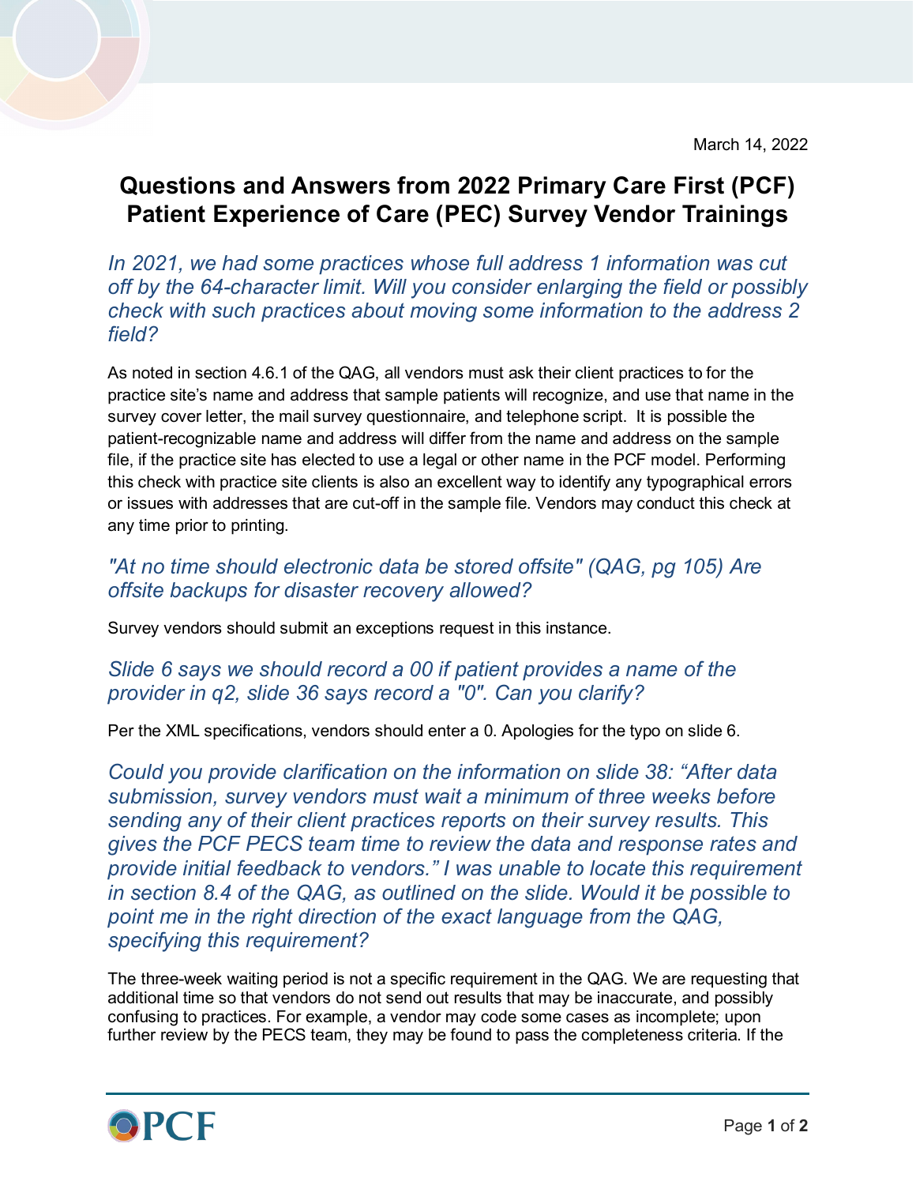March 14, 2022

# Questions and Answers from 2022 Primary Care First (PCF) Patient Experience of Care (PEC) Survey Vendor Trainings

### *In 2021, we had some practices whose full address 1 information was cut off by the 64-character limit. Will you consider enlarging the field or possibly check with such practices about moving some information to the address 2 field?*

As noted in section 4.6.1 of the QAG, all vendors must ask their client practices to for the practice site's name and address that sample patients will recognize, and use that name in the survey cover letter, the mail survey questionnaire, and telephone script. It is possible the patient-recognizable name and address will differ from the name and address on the sample file, if the practice site has elected to use a legal or other name in the PCF model. Performing this check with practice site clients is also an excellent way to identify any typographical errors or issues with addresses that are cut-off in the sample file. Vendors may conduct this check at any time prior to printing.

### *"At no time should electronic data be stored offsite" (QAG, pg 105) Are offsite backups for disaster recovery allowed?*

Survey vendors should submit an exceptions request in this instance.

### *Slide 6 says we should record a 00 if patient provides a name of the provider in q2, slide 36 says record a "0". Can you clarify?*

Per the XML specifications, vendors should enter a 0. Apologies for the typo on slide 6.

### *Could you provide clarification on the information on slide 38: "After data submission, survey vendors must wait a minimum of three weeks before sending any of their client practices reports on their survey results. This gives the PCF PECS team time to review the data and response rates and provide initial feedback to vendors." I was unable to locate this requirement in section 8.4 of the QAG, as outlined on the slide. Would it be possible to point me in the right direction of the exact language from the QAG, specifying this requirement?*

The three-week waiting period is not a specific requirement in the QAG. We are requesting that additional time so that vendors do not send out results that may be inaccurate, and possibly confusing to practices. For example, a vendor may code some cases as incomplete; upon further review by the PECS team, they may be found to pass the completeness criteria. If the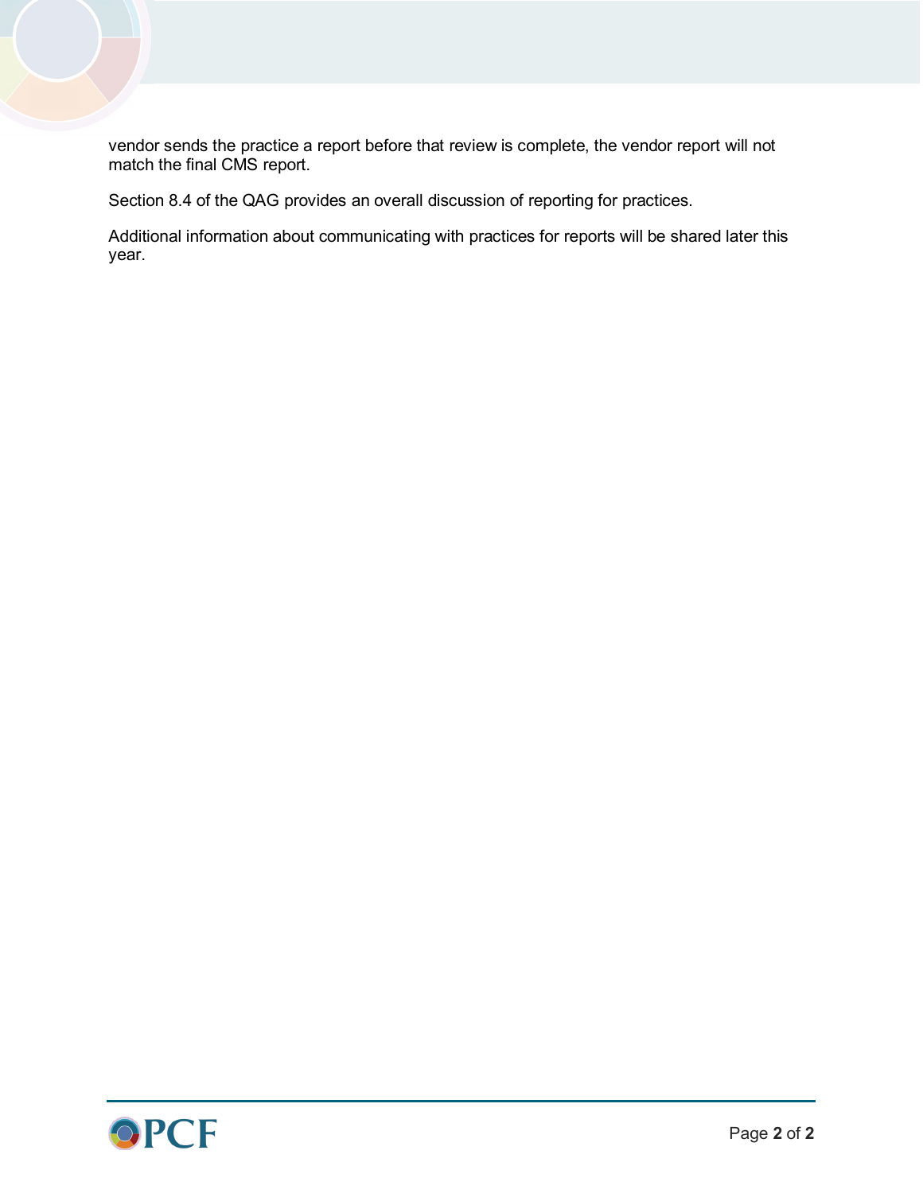vendor sends the practice a report before that review is complete, the vendor report will not match the final CMS report.

Section 8.4 of the QAG provides an overall discussion of reporting for practices.

Additional information about communicating with practices for reports will be shared later this year.